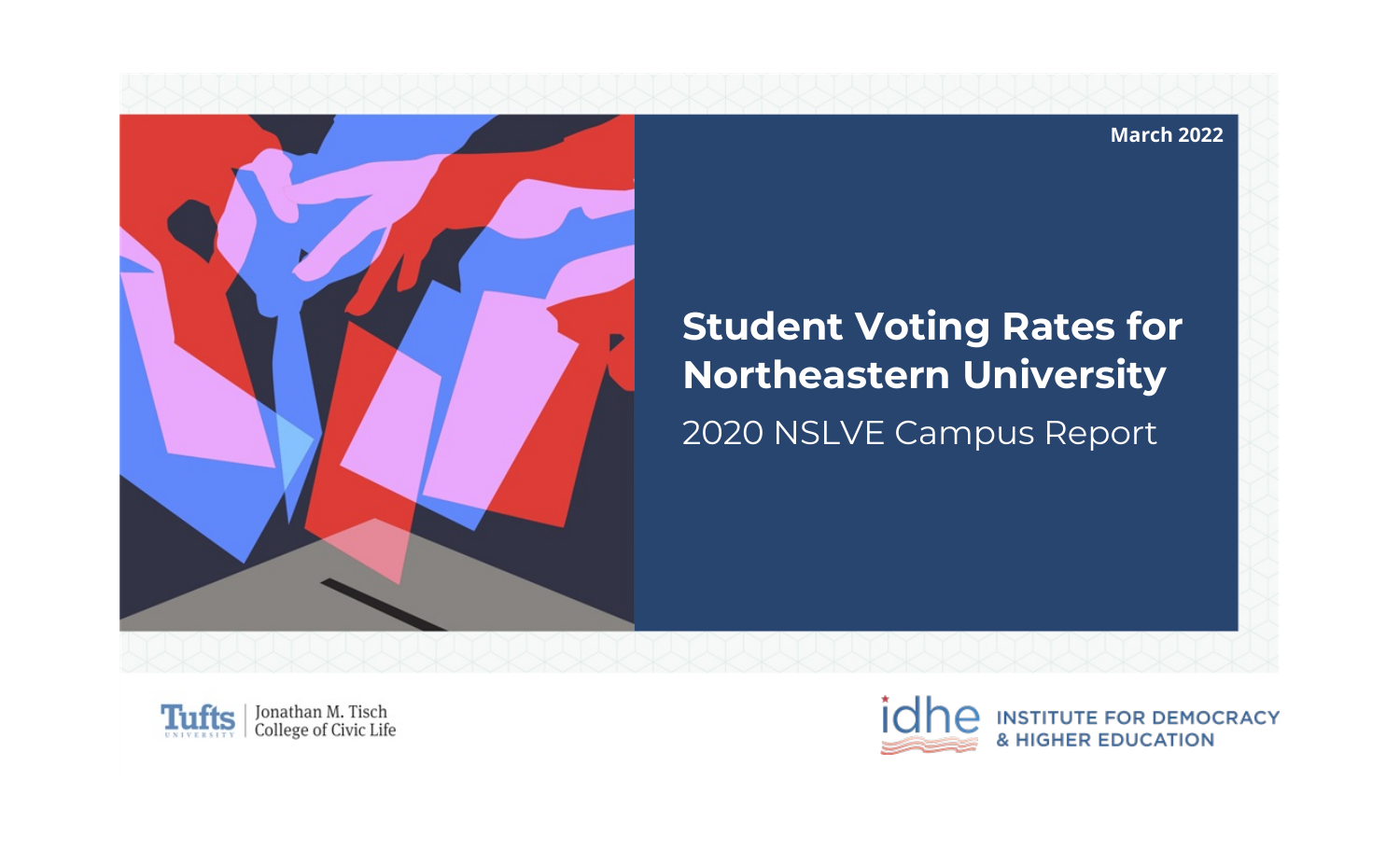March 2022

# Student Voting Rates for Northeastern University

## 2020 NSLVE Campus Report

Tufts University | Jonathan M. Tisch College of Civic Life

idhe INSTITUTE FOR DEMOCRACY & HIGHER EDUCATION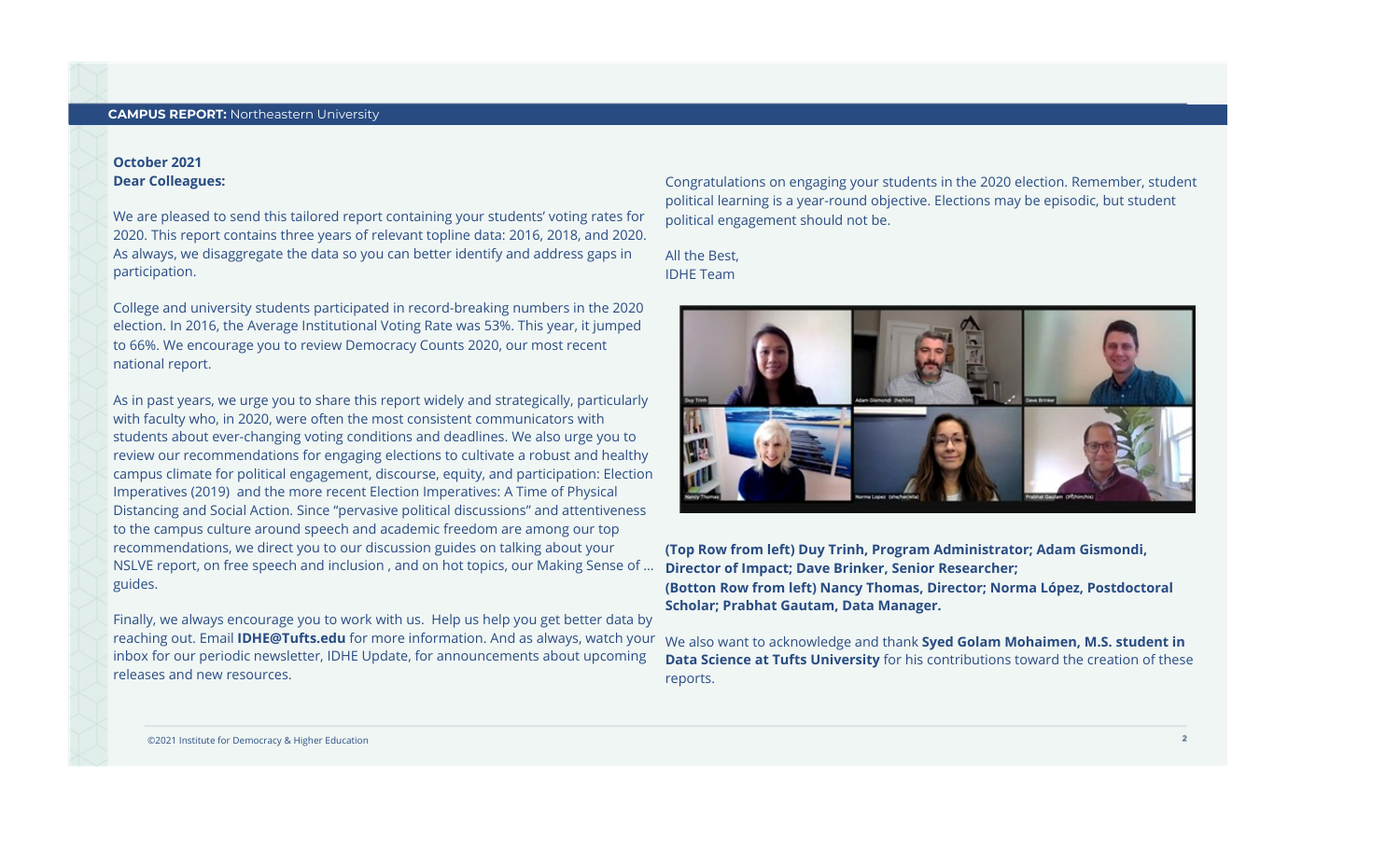**October 2021**
**Dear Colleagues:**

We are pleased to send this tailored report containing your students' voting rates for 2020. This report contains three years of relevant topline data: 2016, 2018, and 2020. As always, we disaggregate the data so you can better identify and address gaps in participation.

College and university students participated in record-breaking numbers in the 2020 election. In 2016, the Average Institutional Voting Rate was 53%. This year, it jumped to 66%. We encourage you to review Democracy Counts 2020, our most recent national report.

As in past years, we urge you to share this report widely and strategically, particularly with faculty who, in 2020, were often the most consistent communicators with students about ever-changing voting conditions and deadlines. We also urge you to review our recommendations for engaging elections to cultivate a robust and healthy campus climate for political engagement, discourse, equity, and participation: Election Imperatives (2019) and the more recent Election Imperatives: A Time of Physical Distancing and Social Action. Since "pervasive political discussions" and attentiveness to the campus culture around speech and academic freedom are among our top recommendations, we direct you to our discussion guides on talking about your NSLVE report, on free speech and inclusion , and on hot topics, our Making Sense of ... guides.

Finally, we always encourage you to work with us. Help us help you get better data by reaching out. Email **IDHE@Tufts.edu** for more information. And as always, watch your inbox for our periodic newsletter, IDHE Update, for announcements about upcoming releases and new resources.

Congratulations on engaging your students in the 2020 election. Remember, student political learning is a year-round objective. Elections may be episodic, but student political engagement should not be.

All the Best,
IDHE Team

**(Top Row from left) Duy Trinh, Program Administrator; Adam Gismondi, Director of Impact; Dave Brinker, Senior Researcher;**
**(Botton Row from left) Nancy Thomas, Director; Norma López, Postdoctoral Scholar; Prabhat Gautam, Data Manager.**

We also want to acknowledge and thank **Syed Golam Mohaimen, M.S. student in Data Science at Tufts University** for his contributions toward the creation of these reports.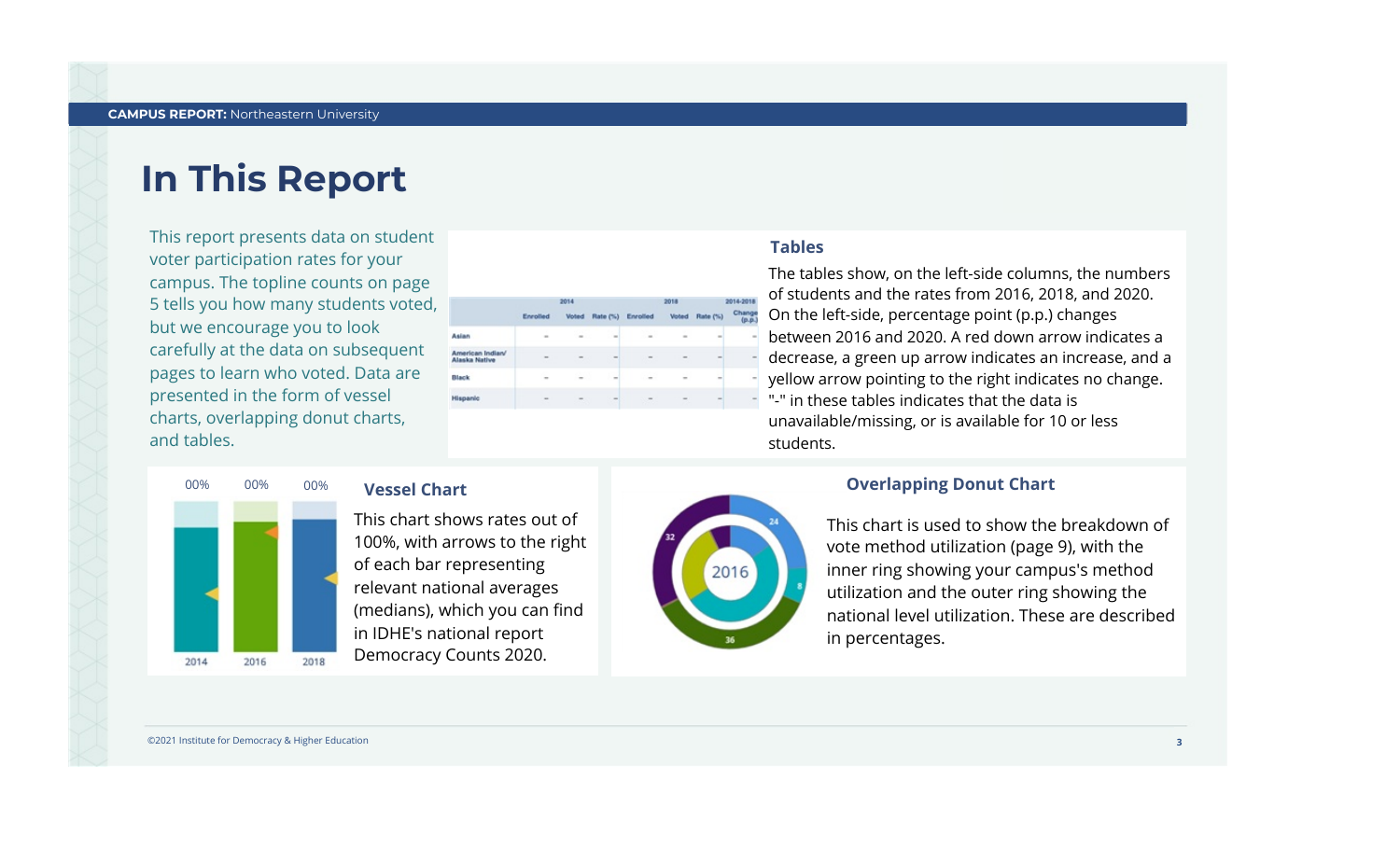# In This Report

This report presents data on student voter participation rates for your campus. The topline counts on page 5 tells you how many students voted, but we encourage you to look carefully at the data on subsequent pages to learn who voted. Data are presented in the form of vessel charts, overlapping donut charts, and tables.

|  | 2014 |  |  | 2018 |  |  | 2014-2018 |
|---|---|---|---|---|---|---|---|
|  | Enrolled | Voted | Rate (%) | Enrolled | Voted | Rate (%) | Change (p.p.) |
| Asian | – | – | – | – | – | – | – |
| American Indian/ Alaska Native | – | – | – | – | – | – | – |
| Black | – | – | – | – | – | – | – |
| Hispanic | – | – | – | – | – | – | – |

### Tables

The tables show, on the left-side columns, the numbers of students and the rates from 2016, 2018, and 2020. On the left-side, percentage point (p.p.) changes between 2016 and 2020. A red down arrow indicates a decrease, a green up arrow indicates an increase, and a yellow arrow pointing to the right indicates no change. "-" in these tables indicates that the data is unavailable/missing, or is available for 10 or less students.

00% 00% 00%

2014 2016 2018

### Vessel Chart

This chart shows rates out of 100%, with arrows to the right of each bar representing relevant national averages (medians), which you can find in IDHE's national report Democracy Counts 2020.

2016

24 8 36 32

### Overlapping Donut Chart

This chart is used to show the breakdown of vote method utilization (page 9), with the inner ring showing your campus's method utilization and the outer ring showing the national level utilization. These are described in percentages.

©2021 Institute for Democracy & Higher Education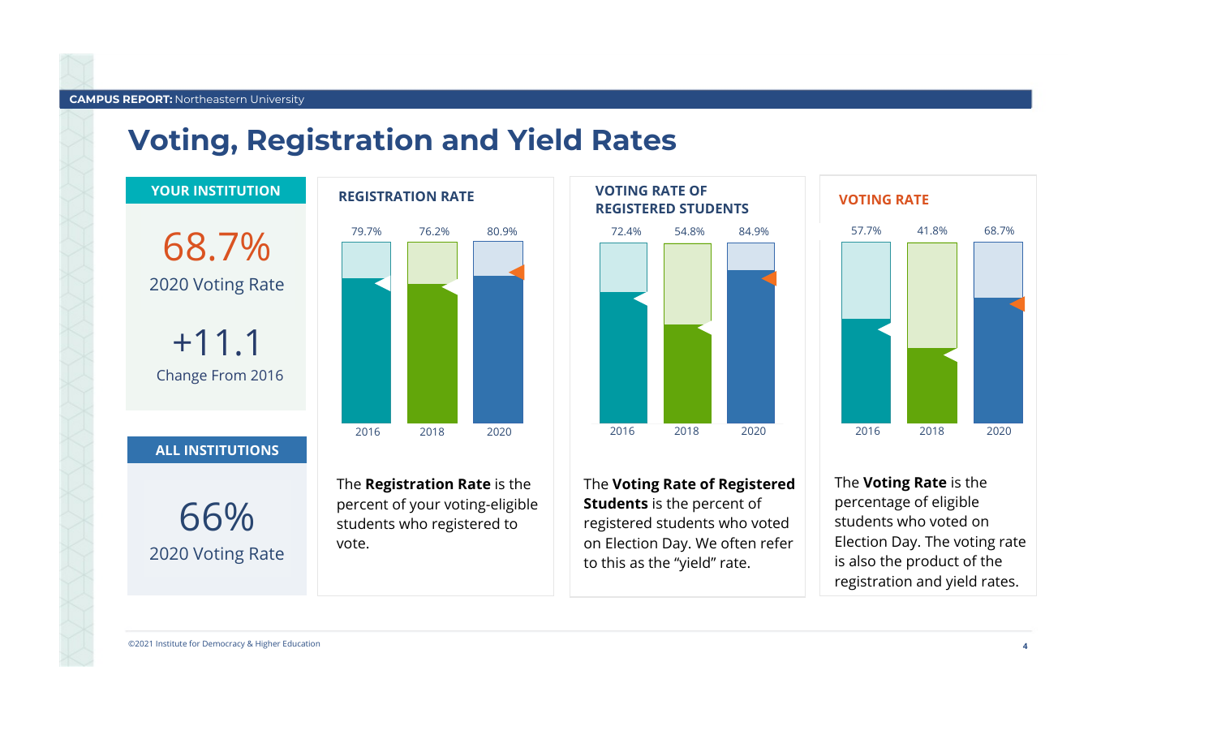# Voting, Registration and Yield Rates

### YOUR INSTITUTION

68.7%
2020 Voting Rate

+11.1
Change From 2016

### ALL INSTITUTIONS

66%
2020 Voting Rate

### REGISTRATION RATE

| Year | 2016 | 2018 | 2020 |
|---|---|---|---|
| Registration Rate | 79.7% | 76.2% | 80.9% |

The **Registration Rate** is the percent of your voting-eligible students who registered to vote.

### VOTING RATE OF REGISTERED STUDENTS

| Year | 2016 | 2018 | 2020 |
|---|---|---|---|
| Voting Rate of Registered Students | 72.4% | 54.8% | 84.9% |

The **Voting Rate of Registered Students** is the percent of registered students who voted on Election Day. We often refer to this as the "yield" rate.

### VOTING RATE

| Year | 2016 | 2018 | 2020 |
|---|---|---|---|
| Voting Rate | 57.7% | 41.8% | 68.7% |

The **Voting Rate** is the percentage of eligible students who voted on Election Day. The voting rate is also the product of the registration and yield rates.

©2021 Institute for Democracy & Higher Education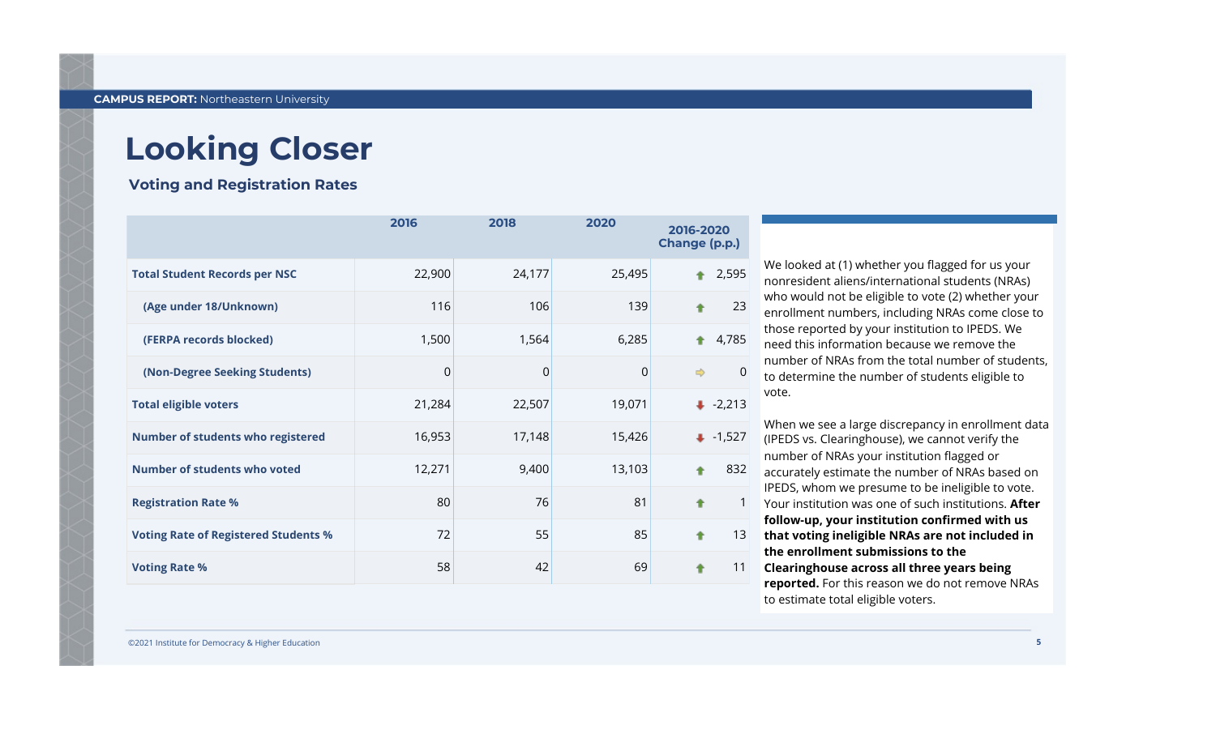# Looking Closer

## Voting and Registration Rates

| | 2016 | 2018 | 2020 | 2016-2020 Change (p.p.) |
|---|---|---|---|---|
| **Total Student Records per NSC** | 22,900 | 24,177 | 25,495 | ↑ 2,595 |
| **(Age under 18/Unknown)** | 116 | 106 | 139 | ↑ 23 |
| **(FERPA records blocked)** | 1,500 | 1,564 | 6,285 | ↑ 4,785 |
| **(Non-Degree Seeking Students)** | 0 | 0 | 0 | ⇨ 0 |
| **Total eligible voters** | 21,284 | 22,507 | 19,071 | ↓ -2,213 |
| **Number of students who registered** | 16,953 | 17,148 | 15,426 | ↓ -1,527 |
| **Number of students who voted** | 12,271 | 9,400 | 13,103 | ↑ 832 |
| **Registration Rate %** | 80 | 76 | 81 | ↑ 1 |
| **Voting Rate of Registered Students %** | 72 | 55 | 85 | ↑ 13 |
| **Voting Rate %** | 58 | 42 | 69 | ↑ 11 |

We looked at (1) whether you flagged for us your nonresident aliens/international students (NRAs) who would not be eligible to vote (2) whether your enrollment numbers, including NRAs come close to those reported by your institution to IPEDS. We need this information because we remove the number of NRAs from the total number of students, to determine the number of students eligible to vote.

When we see a large discrepancy in enrollment data (IPEDS vs. Clearinghouse), we cannot verify the number of NRAs your institution flagged or accurately estimate the number of NRAs based on IPEDS, whom we presume to be ineligible to vote. Your institution was one of such institutions. **After follow-up, your institution confirmed with us that voting ineligible NRAs are not included in the enrollment submissions to the Clearinghouse across all three years being reported.** For this reason we do not remove NRAs to estimate total eligible voters.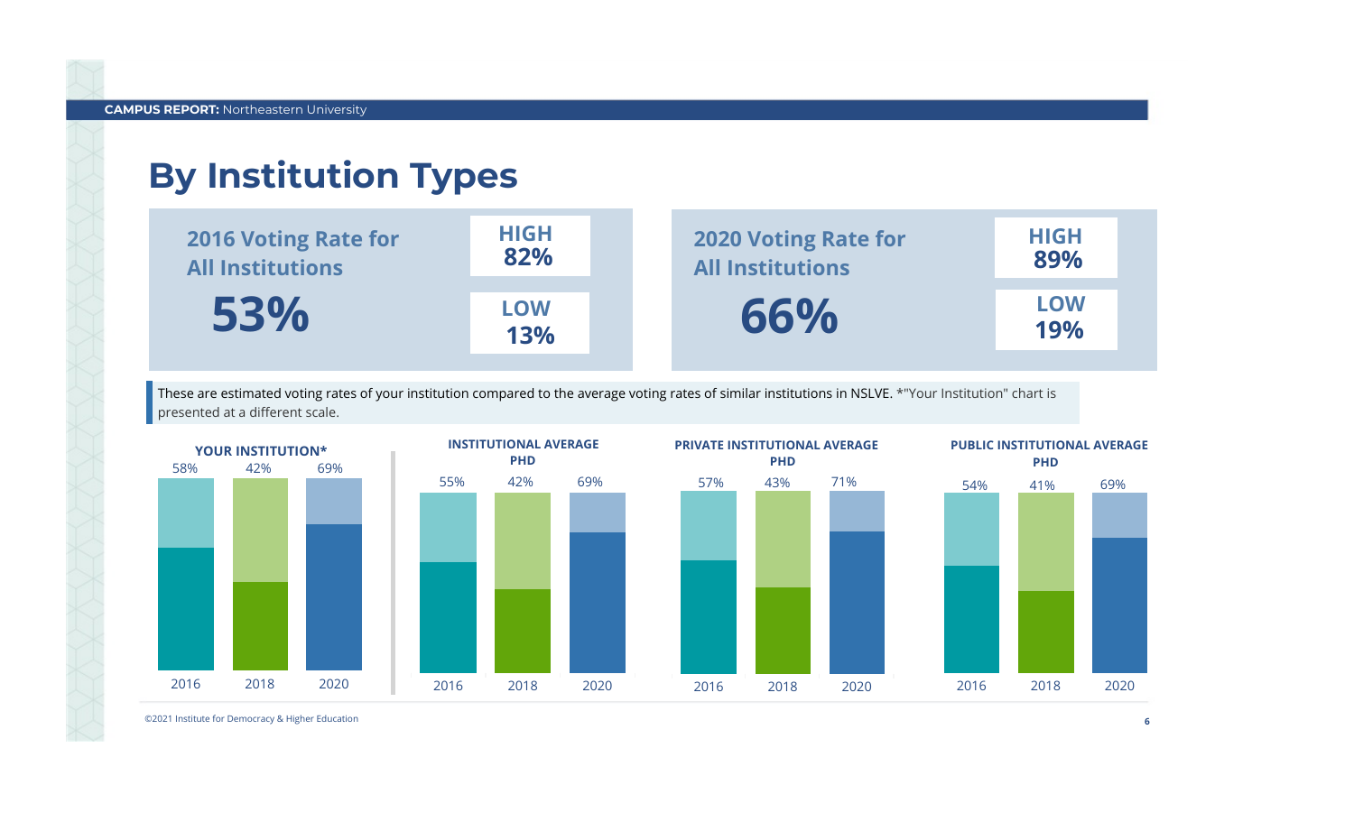# By Institution Types

**2016 Voting Rate for All Institutions**

**53%**

**HIGH 82%**

**LOW 13%**

**2020 Voting Rate for All Institutions**

**66%**

**HIGH 89%**

**LOW 19%**

These are estimated voting rates of your institution compared to the average voting rates of similar institutions in NSLVE. *"Your Institution" chart is presented at a different scale.

| | 2016 | 2018 | 2020 |
|---|---|---|---|
| YOUR INSTITUTION* | 58% | 42% | 69% |
| INSTITUTIONAL AVERAGE PHD | 55% | 42% | 69% |
| PRIVATE INSTITUTIONAL AVERAGE PHD | 57% | 43% | 71% |
| PUBLIC INSTITUTIONAL AVERAGE PHD | 54% | 41% | 69% |

©2021 Institute for Democracy & Higher Education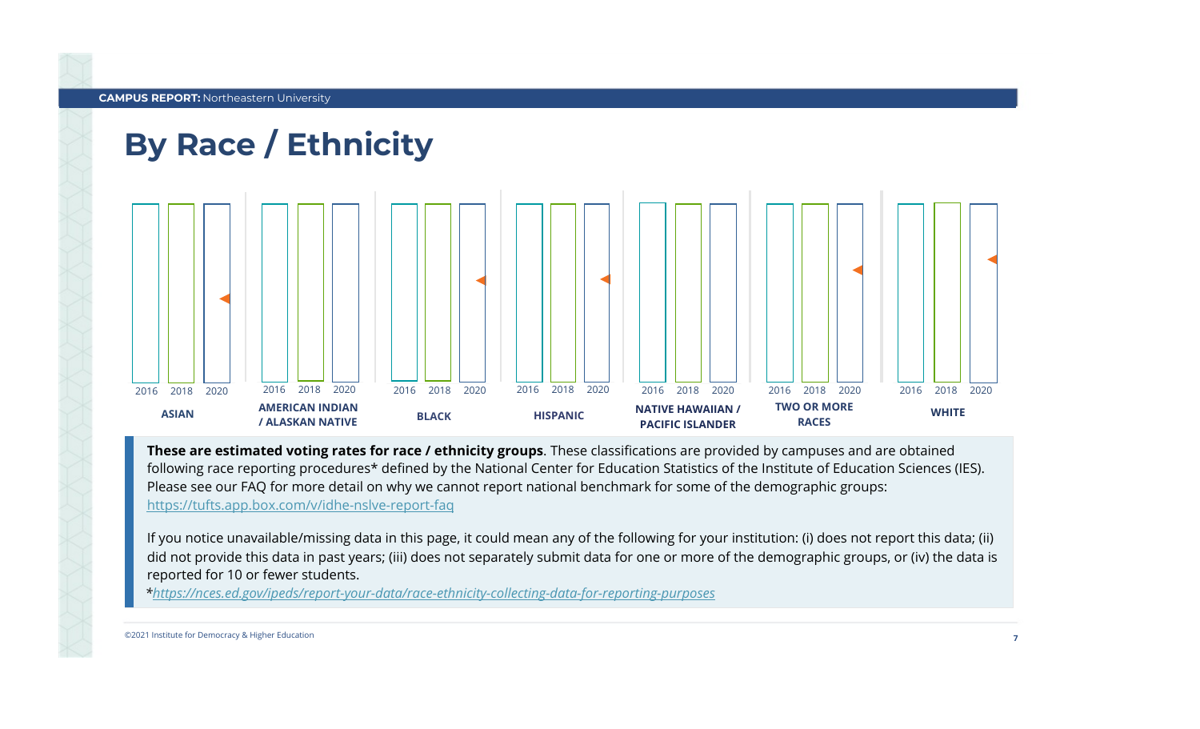# By Race / Ethnicity

| ASIAN | AMERICAN INDIAN / ALASKAN NATIVE | BLACK | HISPANIC | NATIVE HAWAIIAN / PACIFIC ISLANDER | TWO OR MORE RACES | WHITE |
|---|---|---|---|---|---|---|
| 2016 2018 2020 | 2016 2018 2020 | 2016 2018 2020 | 2016 2018 2020 | 2016 2018 2020 | 2016 2018 2020 | 2016 2018 2020 |

**These are estimated voting rates for race / ethnicity groups**. These classifications are provided by campuses and are obtained following race reporting procedures* defined by the National Center for Education Statistics of the Institute of Education Sciences (IES). Please see our FAQ for more detail on why we cannot report national benchmark for some of the demographic groups: https://tufts.app.box.com/v/idhe-nslve-report-faq

If you notice unavailable/missing data in this page, it could mean any of the following for your institution: (i) does not report this data; (ii) did not provide this data in past years; (iii) does not separately submit data for one or more of the demographic groups, or (iv) the data is reported for 10 or fewer students.

**https://nces.ed.gov/ipeds/report-your-data/race-ethnicity-collecting-data-for-reporting-purposes*

©2021 Institute for Democracy & Higher Education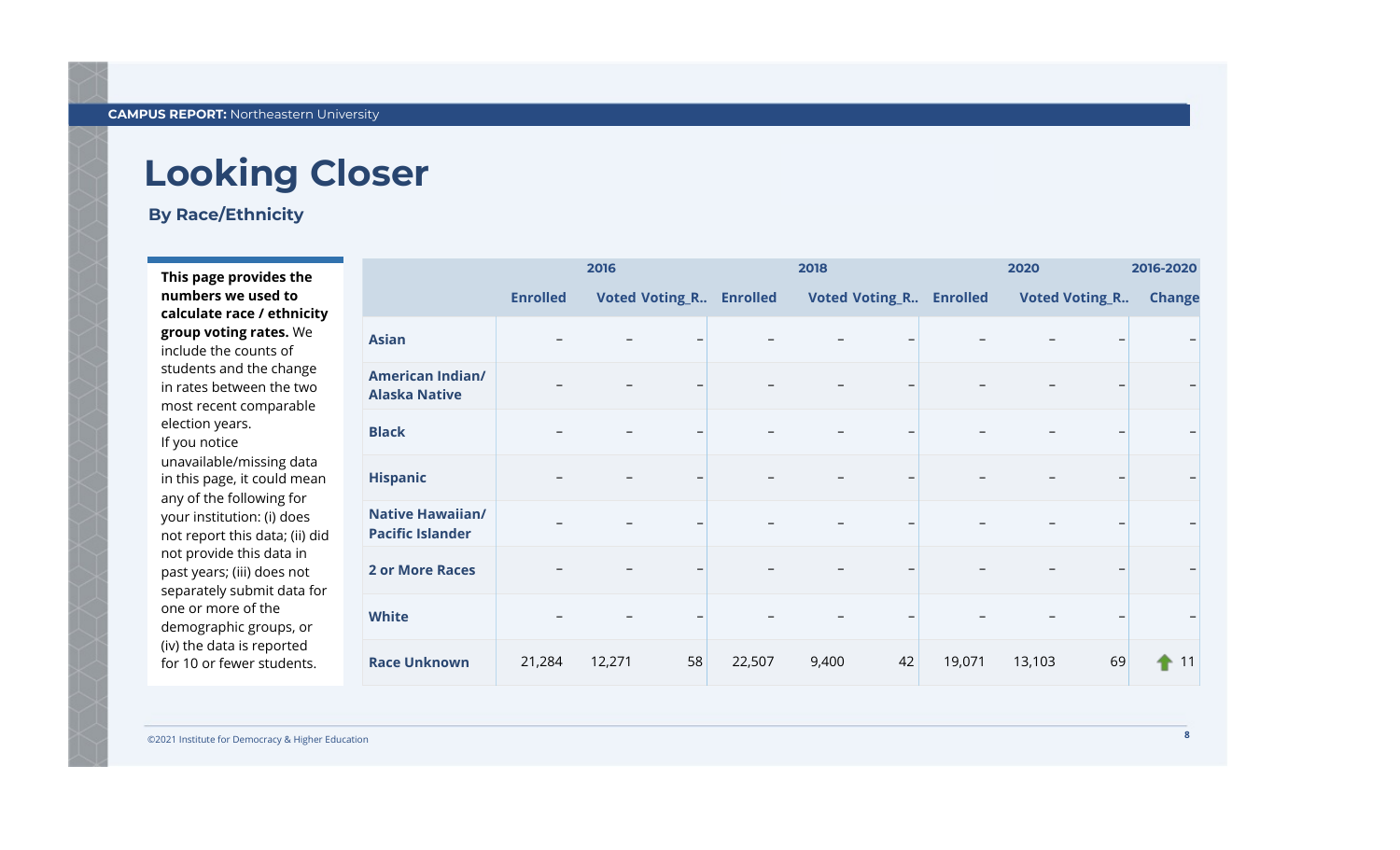# Looking Closer

### By Race/Ethnicity

**This page provides the numbers we used to calculate race / ethnicity group voting rates.** We include the counts of students and the change in rates between the two most recent comparable election years.
If you notice unavailable/missing data in this page, it could mean any of the following for your institution: (i) does not report this data; (ii) did not provide this data in past years; (iii) does not separately submit data for one or more of the demographic groups, or (iv) the data is reported for 10 or fewer students.

| | 2016 | | | 2018 | | | 2020 | | | 2016-2020 |
|---|---|---|---|---|---|---|---|---|---|---|
| | Enrolled | Voted | Voting_R.. | Enrolled | Voted | Voting_R.. | Enrolled | Voted | Voting_R.. | Change |
| **Asian** | – | – | – | – | – | – | – | – | – | – |
| **American Indian/ Alaska Native** | – | – | – | – | – | – | – | – | – | – |
| **Black** | – | – | – | – | – | – | – | – | – | – |
| **Hispanic** | – | – | – | – | – | – | – | – | – | – |
| **Native Hawaiian/ Pacific Islander** | – | – | – | – | – | – | – | – | – | – |
| **2 or More Races** | – | – | – | – | – | – | – | – | – | – |
| **White** | – | – | – | – | – | – | – | – | – | – |
| **Race Unknown** | 21,284 | 12,271 | 58 | 22,507 | 9,400 | 42 | 19,071 | 13,103 | 69 | ↑ 11 |

©2021 Institute for Democracy & Higher Education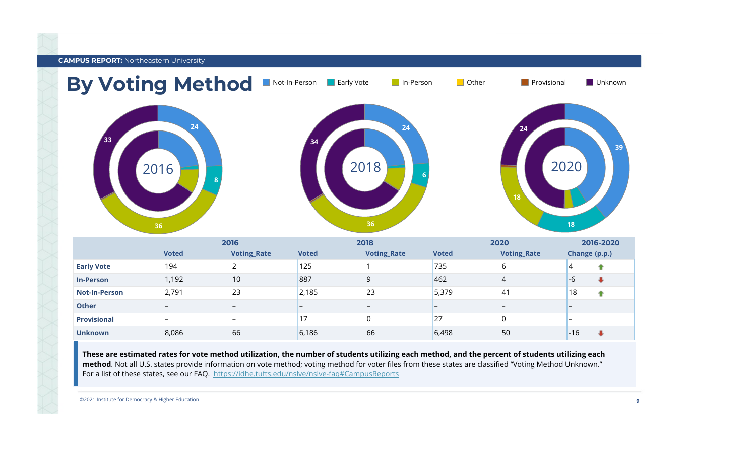**CAMPUS REPORT:** Northeastern University

# By Voting Method

Not-In-Person | Early Vote | In-Person | Other | Provisional | Unknown

| | 2016 | | 2018 | | 2020 | | 2016-2020 |
|---|---|---|---|---|---|---|---|
| | Voted | Voting_Rate | Voted | Voting_Rate | Voted | Voting_Rate | Change (p.p.) |
| **Early Vote** | 194 | 2 | 125 | 1 | 735 | 6 | 4 |
| **In-Person** | 1,192 | 10 | 887 | 9 | 462 | 4 | -6 |
| **Not-In-Person** | 2,791 | 23 | 2,185 | 23 | 5,379 | 41 | 18 |
| **Other** | – | – | – | – | – | – | – |
| **Provisional** | – | – | 17 | 0 | 27 | 0 | – |
| **Unknown** | 8,086 | 66 | 6,186 | 66 | 6,498 | 50 | -16 |

**These are estimated rates for vote method utilization, the number of students utilizing each method, and the percent of students utilizing each method**. Not all U.S. states provide information on vote method; voting method for voter files from these states are classified "Voting Method Unknown." For a list of these states, see our FAQ. https://idhe.tufts.edu/nslve/nslve-faq#CampusReports

©2021 Institute for Democracy & Higher Education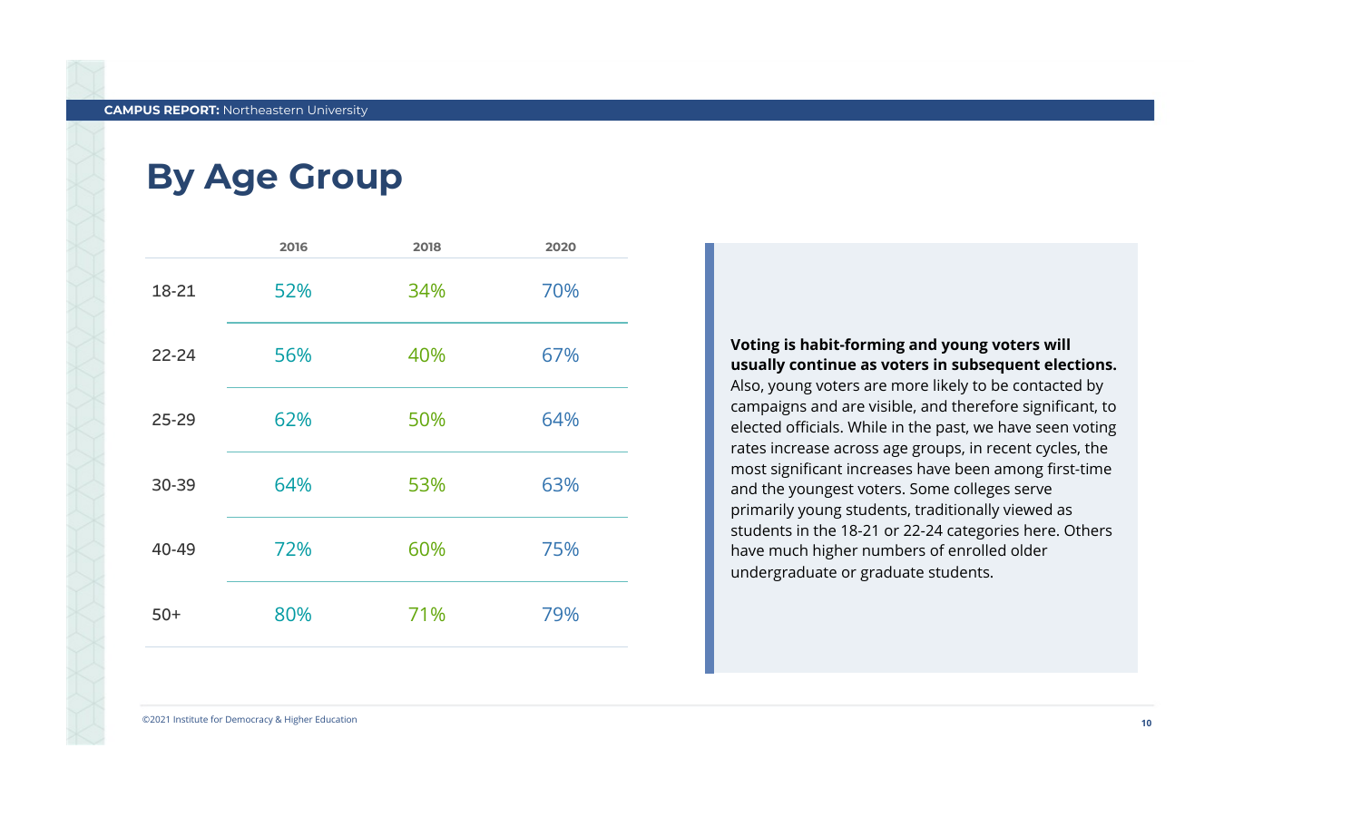## By Age Group

| | 2016 | 2018 | 2020 |
|---|---|---|---|
| 18-21 | 52% | 34% | 70% |
| 22-24 | 56% | 40% | 67% |
| 25-29 | 62% | 50% | 64% |
| 30-39 | 64% | 53% | 63% |
| 40-49 | 72% | 60% | 75% |
| 50+ | 80% | 71% | 79% |

**Voting is habit-forming and young voters will usually continue as voters in subsequent elections.** Also, young voters are more likely to be contacted by campaigns and are visible, and therefore significant, to elected officials. While in the past, we have seen voting rates increase across age groups, in recent cycles, the most significant increases have been among first-time and the youngest voters. Some colleges serve primarily young students, traditionally viewed as students in the 18-21 or 22-24 categories here. Others have much higher numbers of enrolled older undergraduate or graduate students.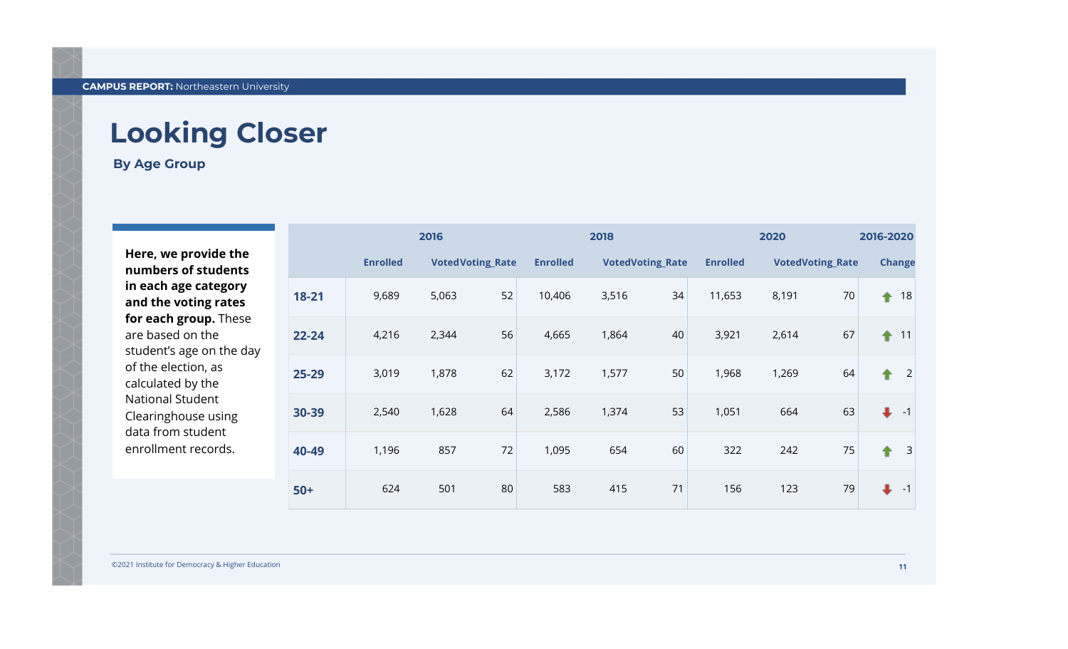# Looking Closer

### By Age Group

**Here, we provide the numbers of students in each age category and the voting rates for each group.** These are based on the student's age on the day of the election, as calculated by the National Student Clearinghouse using data from student enrollment records.

| | 2016 | | | 2018 | | | 2020 | | | 2016-2020 |
|---|---|---|---|---|---|---|---|---|---|---|
| | Enrolled | Voted | Voting_Rate | Enrolled | Voted | Voting_Rate | Enrolled | Voted | Voting_Rate | Change |
| **18-21** | 9,689 | 5,063 | 52 | 10,406 | 3,516 | 34 | 11,653 | 8,191 | 70 | 18 |
| **22-24** | 4,216 | 2,344 | 56 | 4,665 | 1,864 | 40 | 3,921 | 2,614 | 67 | 11 |
| **25-29** | 3,019 | 1,878 | 62 | 3,172 | 1,577 | 50 | 1,968 | 1,269 | 64 | 2 |
| **30-39** | 2,540 | 1,628 | 64 | 2,586 | 1,374 | 53 | 1,051 | 664 | 63 | -1 |
| **40-49** | 1,196 | 857 | 72 | 1,095 | 654 | 60 | 322 | 242 | 75 | 3 |
| **50+** | 624 | 501 | 80 | 583 | 415 | 71 | 156 | 123 | 79 | -1 |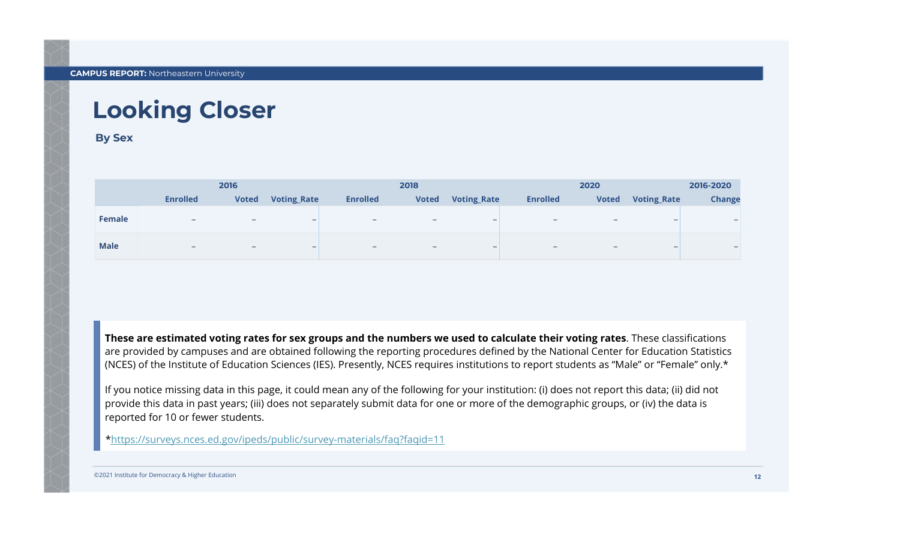# Looking Closer

### By Sex

| | 2016 | | | 2018 | | | 2020 | | | 2016-2020 |
|---|---|---|---|---|---|---|---|---|---|---|
| | Enrolled | Voted | Voting_Rate | Enrolled | Voted | Voting_Rate | Enrolled | Voted | Voting_Rate | Change |
| **Female** | – | – | – | – | – | – | – | – | – | – |
| **Male** | – | – | – | – | – | – | – | – | – | – |

**These are estimated voting rates for sex groups and the numbers we used to calculate their voting rates**. These classifications are provided by campuses and are obtained following the reporting procedures defined by the National Center for Education Statistics (NCES) of the Institute of Education Sciences (IES). Presently, NCES requires institutions to report students as "Male" or "Female" only.*

If you notice missing data in this page, it could mean any of the following for your institution: (i) does not report this data; (ii) did not provide this data in past years; (iii) does not separately submit data for one or more of the demographic groups, or (iv) the data is reported for 10 or fewer students.

*https://surveys.nces.ed.gov/ipeds/public/survey-materials/faq?faqid=11

©2021 Institute for Democracy & Higher Education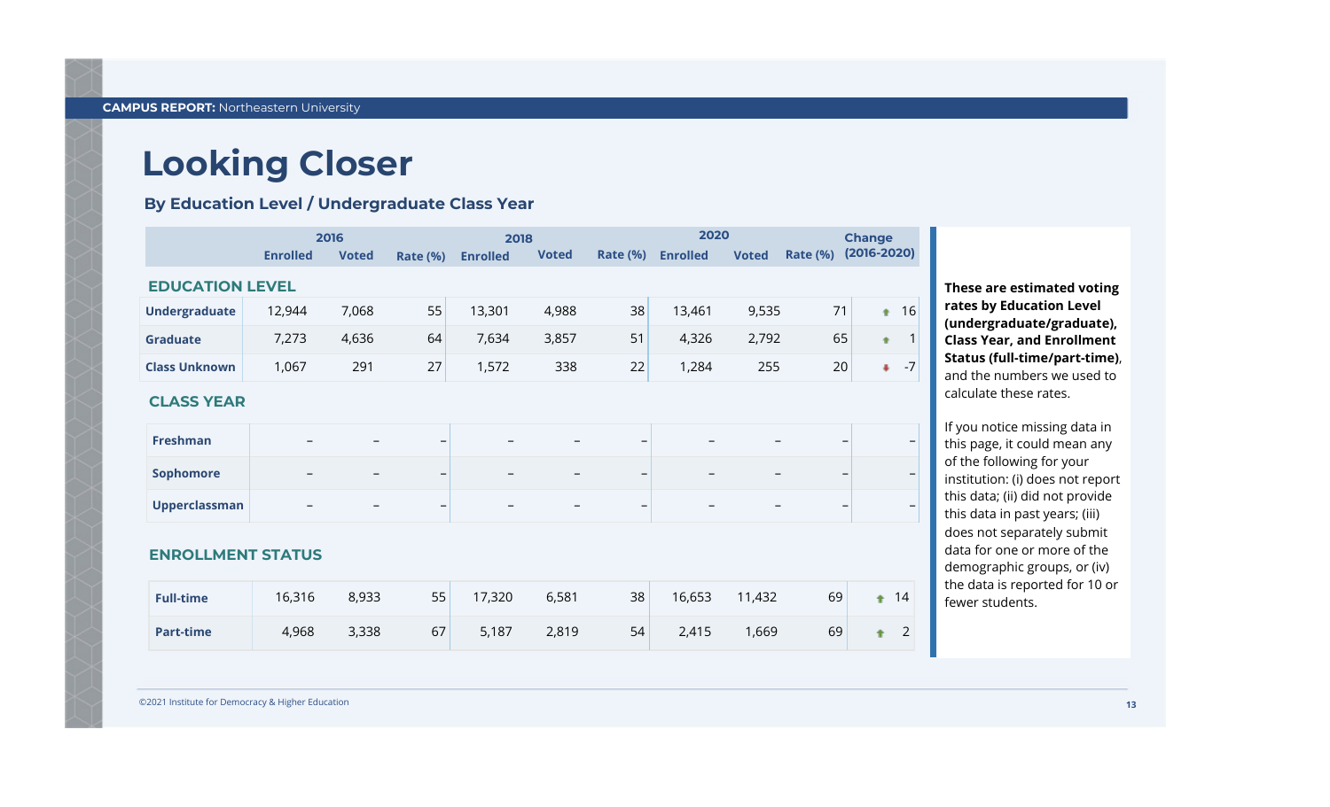# Looking Closer

## By Education Level / Undergraduate Class Year

| | 2016 | | | 2018 | | | 2020 | | | Change |
|---|---|---|---|---|---|---|---|---|---|---|
| | Enrolled | Voted | Rate (%) | Enrolled | Voted | Rate (%) | Enrolled | Voted | Rate (%) | (2016-2020) |
| **EDUCATION LEVEL** | | | | | | | | | | |
| **Undergraduate** | 12,944 | 7,068 | 55 | 13,301 | 4,988 | 38 | 13,461 | 9,535 | 71 | ↑ 16 |
| **Graduate** | 7,273 | 4,636 | 64 | 7,634 | 3,857 | 51 | 4,326 | 2,792 | 65 | ↑ 1 |
| **Class Unknown** | 1,067 | 291 | 27 | 1,572 | 338 | 22 | 1,284 | 255 | 20 | ↓ -7 |
| **CLASS YEAR** | | | | | | | | | | |
| **Freshman** | – | – | – | – | – | – | – | – | – | – |
| **Sophomore** | – | – | – | – | – | – | – | – | – | – |
| **Upperclassman** | – | – | – | – | – | – | – | – | – | – |
| **ENROLLMENT STATUS** | | | | | | | | | | |
| **Full-time** | 16,316 | 8,933 | 55 | 17,320 | 6,581 | 38 | 16,653 | 11,432 | 69 | ↑ 14 |
| **Part-time** | 4,968 | 3,338 | 67 | 5,187 | 2,819 | 54 | 2,415 | 1,669 | 69 | ↑ 2 |

**These are estimated voting rates by Education Level (undergraduate/graduate), Class Year, and Enrollment Status (full-time/part-time)**, and the numbers we used to calculate these rates.

If you notice missing data in this page, it could mean any of the following for your institution: (i) does not report this data; (ii) did not provide this data in past years; (iii) does not separately submit data for one or more of the demographic groups, or (iv) the data is reported for 10 or fewer students.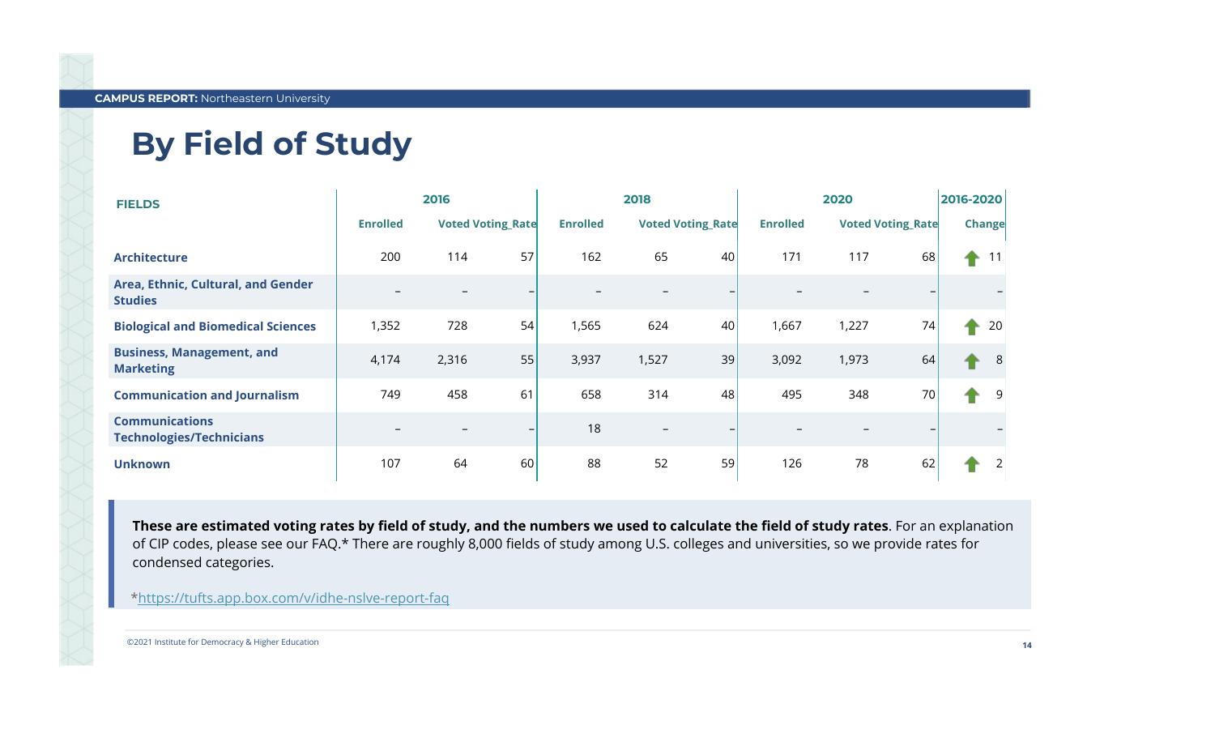# By Field of Study

| FIELDS | 2016 | | | 2018 | | | 2020 | | | 2016-2020 |
|---|---|---|---|---|---|---|---|---|---|---|
| | Enrolled | Voted | Voting_Rate | Enrolled | Voted | Voting_Rate | Enrolled | Voted | Voting_Rate | Change |
| Architecture | 200 | 114 | 57 | 162 | 65 | 40 | 171 | 117 | 68 | 11 |
| Area, Ethnic, Cultural, and Gender Studies | – | – | – | – | – | – | – | – | – | – |
| Biological and Biomedical Sciences | 1,352 | 728 | 54 | 1,565 | 624 | 40 | 1,667 | 1,227 | 74 | 20 |
| Business, Management, and Marketing | 4,174 | 2,316 | 55 | 3,937 | 1,527 | 39 | 3,092 | 1,973 | 64 | 8 |
| Communication and Journalism | 749 | 458 | 61 | 658 | 314 | 48 | 495 | 348 | 70 | 9 |
| Communications Technologies/Technicians | – | – | – | 18 | – | – | – | – | – | – |
| Unknown | 107 | 64 | 60 | 88 | 52 | 59 | 126 | 78 | 62 | 2 |

**These are estimated voting rates by field of study, and the numbers we used to calculate the field of study rates**. For an explanation of CIP codes, please see our FAQ.* There are roughly 8,000 fields of study among U.S. colleges and universities, so we provide rates for condensed categories.

*https://tufts.app.box.com/v/idhe-nslve-report-faq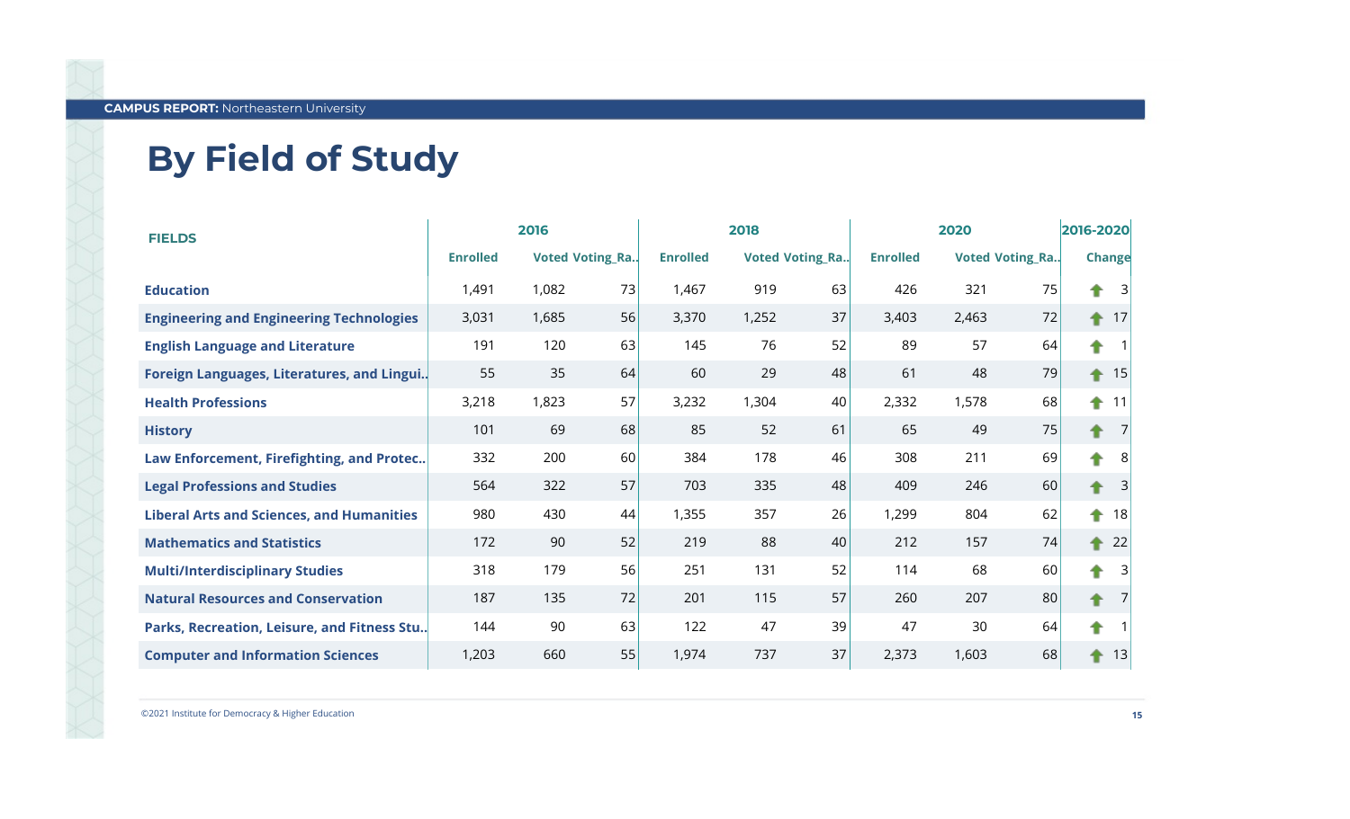## By Field of Study

| FIELDS | 2016 | | | 2018 | | | 2020 | | | 2016-2020 |
|---|---|---|---|---|---|---|---|---|---|---|
| | Enrolled | Voted | Voting_Ra.. | Enrolled | Voted | Voting_Ra.. | Enrolled | Voted | Voting_Ra.. | Change |
| Education | 1,491 | 1,082 | 73 | 1,467 | 919 | 63 | 426 | 321 | 75 | ↑ 3 |
| Engineering and Engineering Technologies | 3,031 | 1,685 | 56 | 3,370 | 1,252 | 37 | 3,403 | 2,463 | 72 | ↑ 17 |
| English Language and Literature | 191 | 120 | 63 | 145 | 76 | 52 | 89 | 57 | 64 | ↑ 1 |
| Foreign Languages, Literatures, and Lingui.. | 55 | 35 | 64 | 60 | 29 | 48 | 61 | 48 | 79 | ↑ 15 |
| Health Professions | 3,218 | 1,823 | 57 | 3,232 | 1,304 | 40 | 2,332 | 1,578 | 68 | ↑ 11 |
| History | 101 | 69 | 68 | 85 | 52 | 61 | 65 | 49 | 75 | ↑ 7 |
| Law Enforcement, Firefighting, and Protec.. | 332 | 200 | 60 | 384 | 178 | 46 | 308 | 211 | 69 | ↑ 8 |
| Legal Professions and Studies | 564 | 322 | 57 | 703 | 335 | 48 | 409 | 246 | 60 | ↑ 3 |
| Liberal Arts and Sciences, and Humanities | 980 | 430 | 44 | 1,355 | 357 | 26 | 1,299 | 804 | 62 | ↑ 18 |
| Mathematics and Statistics | 172 | 90 | 52 | 219 | 88 | 40 | 212 | 157 | 74 | ↑ 22 |
| Multi/Interdisciplinary Studies | 318 | 179 | 56 | 251 | 131 | 52 | 114 | 68 | 60 | ↑ 3 |
| Natural Resources and Conservation | 187 | 135 | 72 | 201 | 115 | 57 | 260 | 207 | 80 | ↑ 7 |
| Parks, Recreation, Leisure, and Fitness Stu.. | 144 | 90 | 63 | 122 | 47 | 39 | 47 | 30 | 64 | ↑ 1 |
| Computer and Information Sciences | 1,203 | 660 | 55 | 1,974 | 737 | 37 | 2,373 | 1,603 | 68 | ↑ 13 |

©2021 Institute for Democracy & Higher Education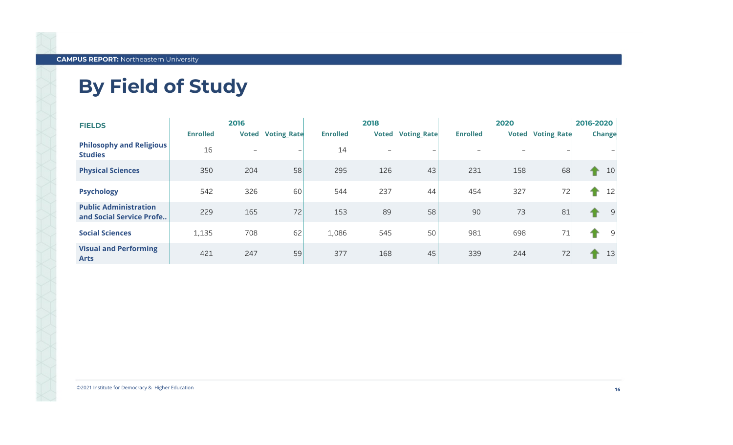## By Field of Study

| FIELDS | 2016 | | | 2018 | | | 2020 | | | 2016-2020 |
|---|---|---|---|---|---|---|---|---|---|---|
| | Enrolled | Voted | Voting_Rate | Enrolled | Voted | Voting_Rate | Enrolled | Voted | Voting_Rate | Change |
| Philosophy and Religious Studies | 16 | – | – | 14 | – | – | – | – | – | – |
| Physical Sciences | 350 | 204 | 58 | 295 | 126 | 43 | 231 | 158 | 68 | ⬆ 10 |
| Psychology | 542 | 326 | 60 | 544 | 237 | 44 | 454 | 327 | 72 | ⬆ 12 |
| Public Administration and Social Service Profe.. | 229 | 165 | 72 | 153 | 89 | 58 | 90 | 73 | 81 | ⬆ 9 |
| Social Sciences | 1,135 | 708 | 62 | 1,086 | 545 | 50 | 981 | 698 | 71 | ⬆ 9 |
| Visual and Performing Arts | 421 | 247 | 59 | 377 | 168 | 45 | 339 | 244 | 72 | ⬆ 13 |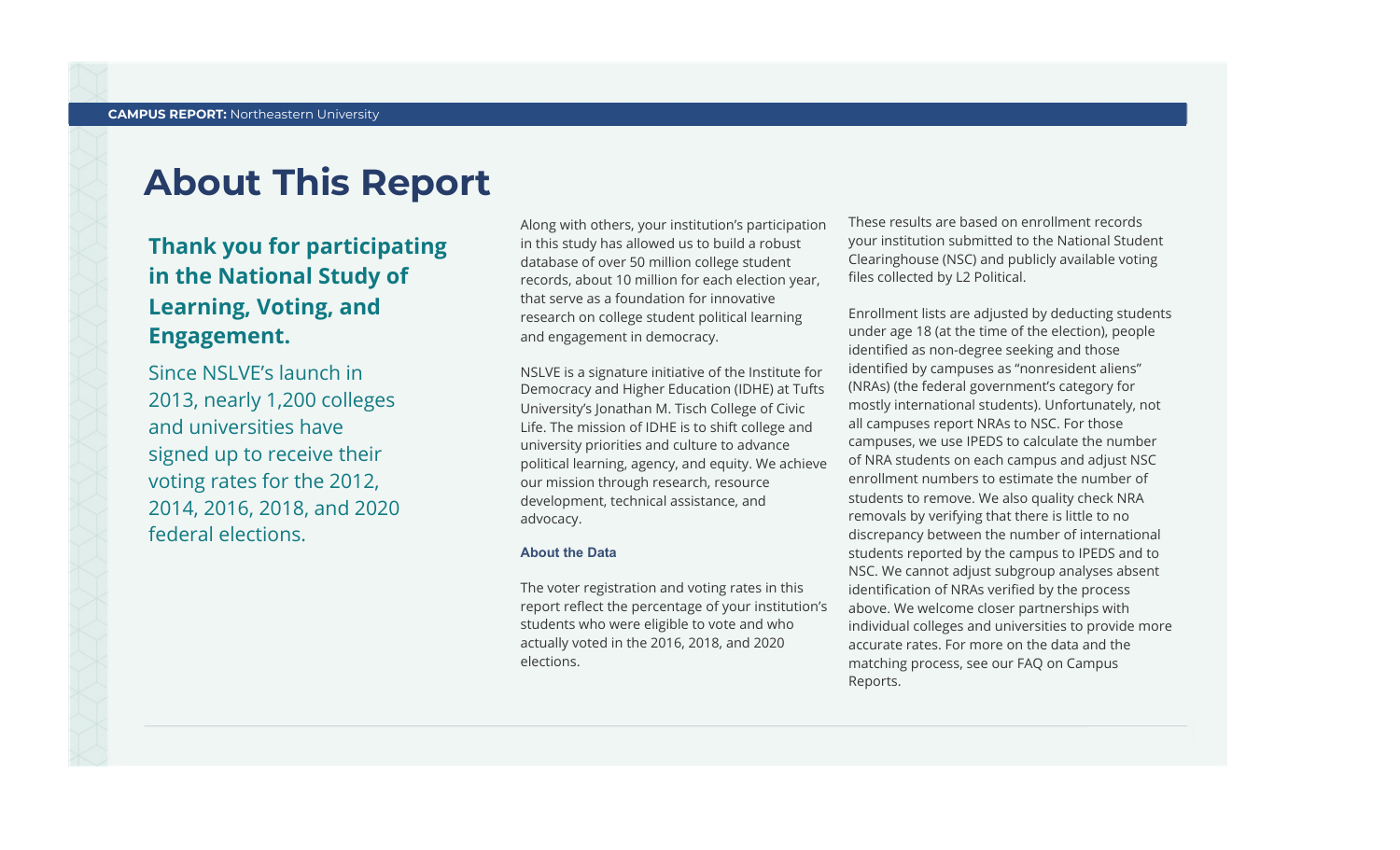# About This Report

**Thank you for participating in the National Study of Learning, Voting, and Engagement.**

Since NSLVE's launch in 2013, nearly 1,200 colleges and universities have signed up to receive their voting rates for the 2012, 2014, 2016, 2018, and 2020 federal elections.

Along with others, your institution's participation in this study has allowed us to build a robust database of over 50 million college student records, about 10 million for each election year, that serve as a foundation for innovative research on college student political learning and engagement in democracy.

NSLVE is a signature initiative of the Institute for Democracy and Higher Education (IDHE) at Tufts University's Jonathan M. Tisch College of Civic Life. The mission of IDHE is to shift college and university priorities and culture to advance political learning, agency, and equity. We achieve our mission through research, resource development, technical assistance, and advocacy.

### About the Data

The voter registration and voting rates in this report reflect the percentage of your institution's students who were eligible to vote and who actually voted in the 2016, 2018, and 2020 elections.

These results are based on enrollment records your institution submitted to the National Student Clearinghouse (NSC) and publicly available voting files collected by L2 Political.

Enrollment lists are adjusted by deducting students under age 18 (at the time of the election), people identified as non-degree seeking and those identified by campuses as "nonresident aliens" (NRAs) (the federal government's category for mostly international students). Unfortunately, not all campuses report NRAs to NSC. For those campuses, we use IPEDS to calculate the number of NRA students on each campus and adjust NSC enrollment numbers to estimate the number of students to remove. We also quality check NRA removals by verifying that there is little to no discrepancy between the number of international students reported by the campus to IPEDS and to NSC. We cannot adjust subgroup analyses absent identification of NRAs verified by the process above. We welcome closer partnerships with individual colleges and universities to provide more accurate rates. For more on the data and the matching process, see our FAQ on Campus Reports.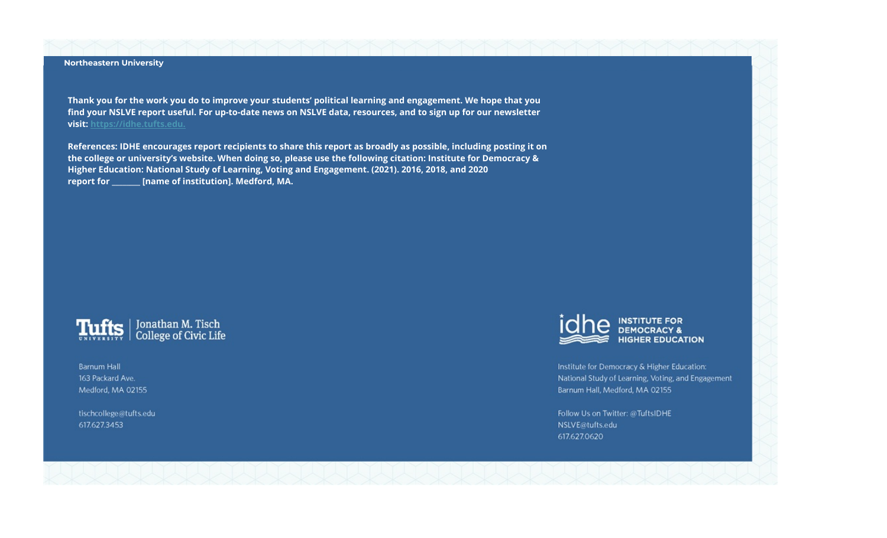**Northeastern University**

**Thank you for the work you do to improve your students' political learning and engagement. We hope that you find your NSLVE report useful. For up-to-date news on NSLVE data, resources, and to sign up for our newsletter visit: https://idhe.tufts.edu.**

**References: IDHE encourages report recipients to share this report as broadly as possible, including posting it on the college or university's website. When doing so, please use the following citation: Institute for Democracy & Higher Education: National Study of Learning, Voting and Engagement. (2021). 2016, 2018, and 2020 report for _______ [name of institution]. Medford, MA.**

Tufts University | Jonathan M. Tisch College of Civic Life

Barnum Hall
163 Packard Ave.
Medford, MA 02155

tischcollege@tufts.edu
617.627.3453

idhe INSTITUTE FOR DEMOCRACY & HIGHER EDUCATION

Institute for Democracy & Higher Education:
National Study of Learning, Voting, and Engagement
Barnum Hall, Medford, MA 02155

Follow Us on Twitter: @TuftsIDHE
NSLVE@tufts.edu
617.627.0620